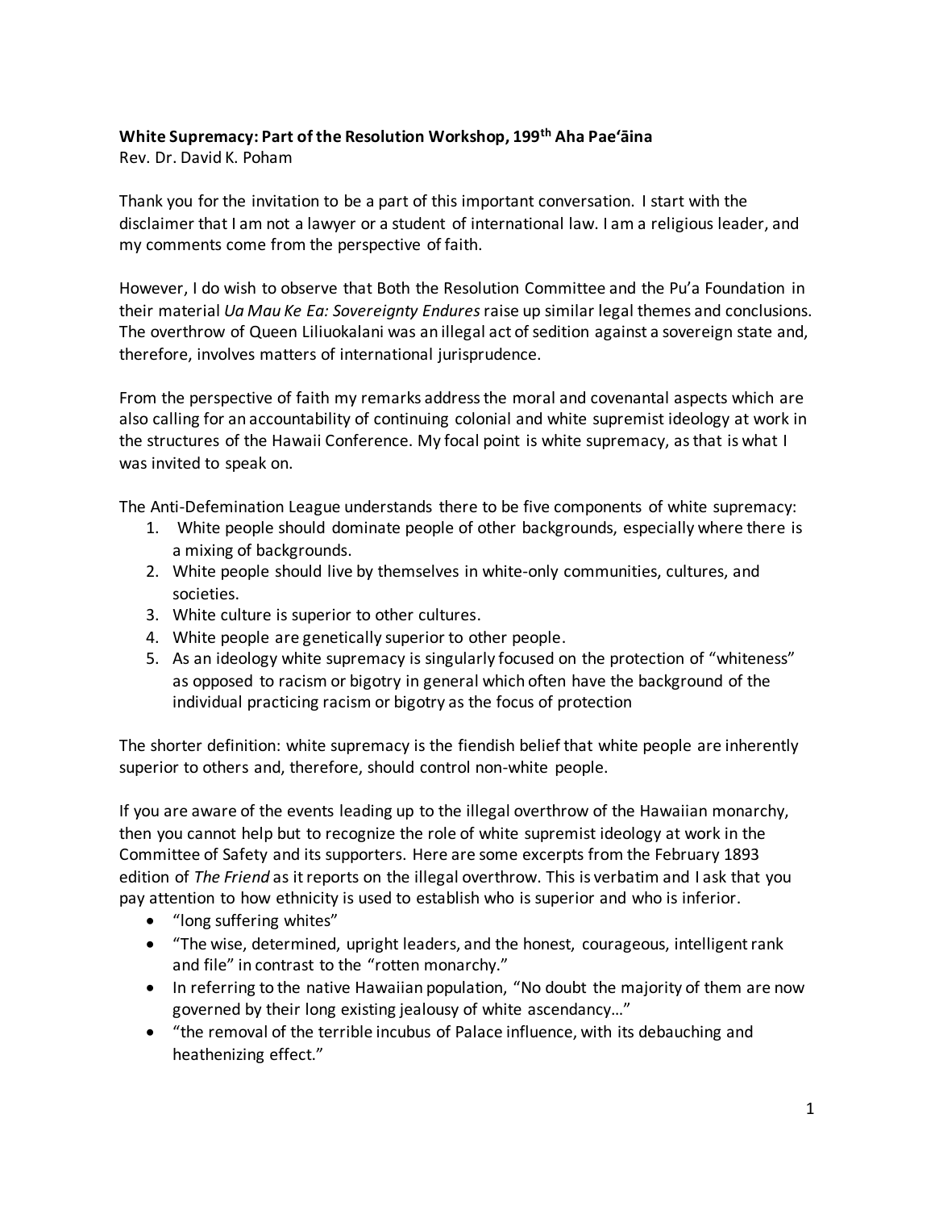**White Supremacy: Part of the Resolution Workshop, 199th Aha Paeʻāina**
Rev. Dr. David K. Poham

Thank you for the invitation to be a part of this important conversation. I start with the disclaimer that I am not a lawyer or a student of international law. I am a religious leader, and my comments come from the perspective of faith.

However, I do wish to observe that Both the Resolution Committee and the Pu'a Foundation in their material *Ua Mau Ke Ea: Sovereignty Endures* raise up similar legal themes and conclusions. The overthrow of Queen Liliuokalani was an illegal act of sedition against a sovereign state and, therefore, involves matters of international jurisprudence.

From the perspective of faith my remarks address the moral and covenantal aspects which are also calling for an accountability of continuing colonial and white supremist ideology at work in the structures of the Hawaii Conference. My focal point is white supremacy, as that is what I was invited to speak on.

The Anti-Defemination League understands there to be five components of white supremacy:

1. White people should dominate people of other backgrounds, especially where there is a mixing of backgrounds.
2. White people should live by themselves in white-only communities, cultures, and societies.
3. White culture is superior to other cultures.
4. White people are genetically superior to other people.
5. As an ideology white supremacy is singularly focused on the protection of "whiteness" as opposed to racism or bigotry in general which often have the background of the individual practicing racism or bigotry as the focus of protection

The shorter definition: white supremacy is the fiendish belief that white people are inherently superior to others and, therefore, should control non-white people.

If you are aware of the events leading up to the illegal overthrow of the Hawaiian monarchy, then you cannot help but to recognize the role of white supremist ideology at work in the Committee of Safety and its supporters. Here are some excerpts from the February 1893 edition of *The Friend* as it reports on the illegal overthrow. This is verbatim and I ask that you pay attention to how ethnicity is used to establish who is superior and who is inferior.

- "long suffering whites"
- "The wise, determined, upright leaders, and the honest, courageous, intelligent rank and file" in contrast to the "rotten monarchy."
- In referring to the native Hawaiian population, "No doubt the majority of them are now governed by their long existing jealousy of white ascendancy…"
- "the removal of the terrible incubus of Palace influence, with its debauching and heathenizing effect."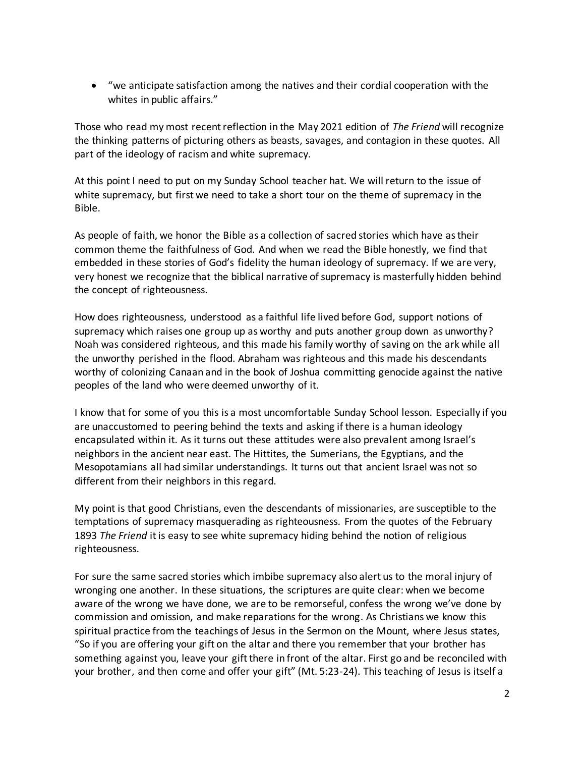- "we anticipate satisfaction among the natives and their cordial cooperation with the whites in public affairs."

Those who read my most recent reflection in the May 2021 edition of *The Friend* will recognize the thinking patterns of picturing others as beasts, savages, and contagion in these quotes. All part of the ideology of racism and white supremacy.

At this point I need to put on my Sunday School teacher hat. We will return to the issue of white supremacy, but first we need to take a short tour on the theme of supremacy in the Bible.

As people of faith, we honor the Bible as a collection of sacred stories which have as their common theme the faithfulness of God. And when we read the Bible honestly, we find that embedded in these stories of God's fidelity the human ideology of supremacy. If we are very, very honest we recognize that the biblical narrative of supremacy is masterfully hidden behind the concept of righteousness.

How does righteousness, understood as a faithful life lived before God, support notions of supremacy which raises one group up as worthy and puts another group down as unworthy? Noah was considered righteous, and this made his family worthy of saving on the ark while all the unworthy perished in the flood. Abraham was righteous and this made his descendants worthy of colonizing Canaan and in the book of Joshua committing genocide against the native peoples of the land who were deemed unworthy of it.

I know that for some of you this is a most uncomfortable Sunday School lesson. Especially if you are unaccustomed to peering behind the texts and asking if there is a human ideology encapsulated within it. As it turns out these attitudes were also prevalent among Israel's neighbors in the ancient near east. The Hittites, the Sumerians, the Egyptians, and the Mesopotamians all had similar understandings. It turns out that ancient Israel was not so different from their neighbors in this regard.

My point is that good Christians, even the descendants of missionaries, are susceptible to the temptations of supremacy masquerading as righteousness. From the quotes of the February 1893 *The Friend* it is easy to see white supremacy hiding behind the notion of religious righteousness.

For sure the same sacred stories which imbibe supremacy also alert us to the moral injury of wronging one another. In these situations, the scriptures are quite clear: when we become aware of the wrong we have done, we are to be remorseful, confess the wrong we've done by commission and omission, and make reparations for the wrong. As Christians we know this spiritual practice from the teachings of Jesus in the Sermon on the Mount, where Jesus states, "So if you are offering your gift on the altar and there you remember that your brother has something against you, leave your gift there in front of the altar. First go and be reconciled with your brother, and then come and offer your gift" (Mt. 5:23-24). This teaching of Jesus is itself a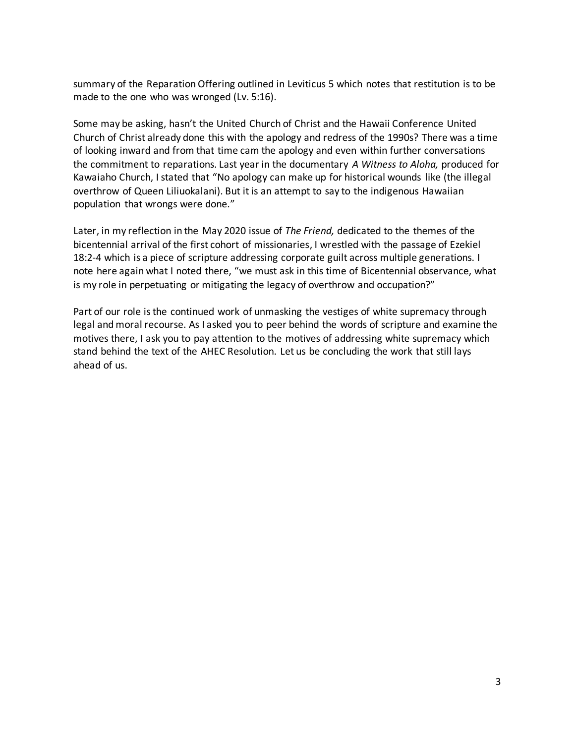summary of the Reparation Offering outlined in Leviticus 5 which notes that restitution is to be made to the one who was wronged (Lv. 5:16).

Some may be asking, hasn't the United Church of Christ and the Hawaii Conference United Church of Christ already done this with the apology and redress of the 1990s? There was a time of looking inward and from that time cam the apology and even within further conversations the commitment to reparations. Last year in the documentary *A Witness to Aloha,* produced for Kawaiaho Church, I stated that "No apology can make up for historical wounds like (the illegal overthrow of Queen Liliuokalani). But it is an attempt to say to the indigenous Hawaiian population that wrongs were done."

Later, in my reflection in the May 2020 issue of *The Friend,* dedicated to the themes of the bicentennial arrival of the first cohort of missionaries, I wrestled with the passage of Ezekiel 18:2-4 which is a piece of scripture addressing corporate guilt across multiple generations. I note here again what I noted there, "we must ask in this time of Bicentennial observance, what is my role in perpetuating or mitigating the legacy of overthrow and occupation?"

Part of our role is the continued work of unmasking the vestiges of white supremacy through legal and moral recourse. As I asked you to peer behind the words of scripture and examine the motives there, I ask you to pay attention to the motives of addressing white supremacy which stand behind the text of the AHEC Resolution. Let us be concluding the work that still lays ahead of us.